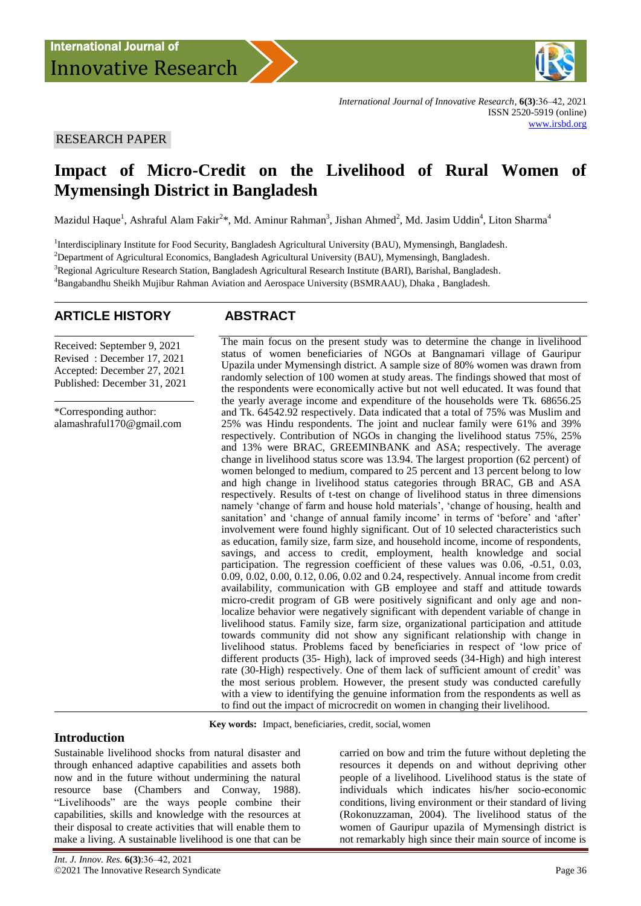RESEARCH PAPER

# Impact of Micro-Credit on the Livelihood of Rural Women of Mymensingh District in Bangladesh

Mazidul Haque[1], Ashraful Alam Fakir[2]*, Md. Aminur Rahman[3], Jishan Ahmed[2], Md. Jasim Uddin[4], Liton Sharma[4]

[1]Interdisciplinary Institute for Food Security, Bangladesh Agricultural University (BAU), Mymensingh, Bangladesh.
[2]Department of Agricultural Economics, Bangladesh Agricultural University (BAU), Mymensingh, Bangladesh.
[3]Regional Agriculture Research Station, Bangladesh Agricultural Research Institute (BARI), Barishal, Bangladesh.
[4]Bangabandhu Sheikh Mujibur Rahman Aviation and Aerospace University (BSMRAAU), Dhaka , Bangladesh.

## ARTICLE HISTORY

Received: September 9, 2021
Revised : December 17, 2021
Accepted: December 27, 2021
Published: December 31, 2021

*Corresponding author:
alamashraful170@gmail.com

## ABSTRACT

The main focus on the present study was to determine the change in livelihood status of women beneficiaries of NGOs at Bangnamari village of Gauripur Upazila under Mymensingh district. A sample size of 80% women was drawn from randomly selection of 100 women at study areas. The findings showed that most of the respondents were economically active but not well educated. It was found that the yearly average income and expenditure of the households were Tk. 68656.25 and Tk. 64542.92 respectively. Data indicated that a total of 75% was Muslim and 25% was Hindu respondents. The joint and nuclear family were 61% and 39% respectively. Contribution of NGOs in changing the livelihood status 75%, 25% and 13% were BRAC, GREEMINBANK and ASA; respectively. The average change in livelihood status score was 13.94. The largest proportion (62 percent) of women belonged to medium, compared to 25 percent and 13 percent belong to low and high change in livelihood status categories through BRAC, GB and ASA respectively. Results of t-test on change of livelihood status in three dimensions namely 'change of farm and house hold materials', 'change of housing, health and sanitation' and 'change of annual family income' in terms of 'before' and 'after' involvement were found highly significant. Out of 10 selected characteristics such as education, family size, farm size, and household income, income of respondents, savings, and access to credit, employment, health knowledge and social participation. The regression coefficient of these values was 0.06, -0.51, 0.03, 0.09, 0.02, 0.00, 0.12, 0.06, 0.02 and 0.24, respectively. Annual income from credit availability, communication with GB employee and staff and attitude towards micro-credit program of GB were positively significant and only age and non-localize behavior were negatively significant with dependent variable of change in livelihood status. Family size, farm size, organizational participation and attitude towards community did not show any significant relationship with change in livelihood status. Problems faced by beneficiaries in respect of 'low price of different products (35- High), lack of improved seeds (34-High) and high interest rate (30-High) respectively. One of them lack of sufficient amount of credit' was the most serious problem. However, the present study was conducted carefully with a view to identifying the genuine information from the respondents as well as to find out the impact of microcredit on women in changing their livelihood.

**Key words:** Impact, beneficiaries, credit, social, women

## Introduction

Sustainable livelihood shocks from natural disaster and through enhanced adaptive capabilities and assets both now and in the future without undermining the natural resource base (Chambers and Conway, 1988). "Livelihoods" are the ways people combine their capabilities, skills and knowledge with the resources at their disposal to create activities that will enable them to make a living. A sustainable livelihood is one that can be carried on bow and trim the future without depleting the resources it depends on and without depriving other people of a livelihood. Livelihood status is the state of individuals which indicates his/her socio-economic conditions, living environment or their standard of living (Rokonuzzaman, 2004). The livelihood status of the women of Gauripur upazila of Mymensingh district is not remarkably high since their main source of income is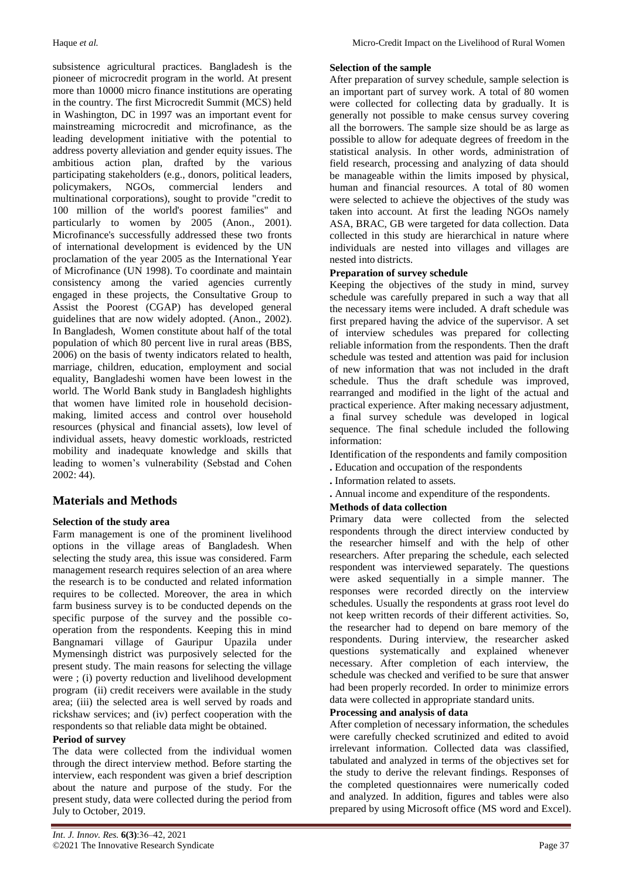subsistence agricultural practices. Bangladesh is the pioneer of microcredit program in the world. At present more than 10000 micro finance institutions are operating in the country. The first Microcredit Summit (MCS) held in Washington, DC in 1997 was an important event for mainstreaming microcredit and microfinance, as the leading development initiative with the potential to address poverty alleviation and gender equity issues. The ambitious action plan, drafted by the various participating stakeholders (e.g., donors, political leaders, policymakers, NGOs, commercial lenders and multinational corporations), sought to provide "credit to 100 million of the world's poorest families" and particularly to women by 2005 (Anon., 2001). Microfinance's successfully addressed these two fronts of international development is evidenced by the UN proclamation of the year 2005 as the International Year of Microfinance (UN 1998). To coordinate and maintain consistency among the varied agencies currently engaged in these projects, the Consultative Group to Assist the Poorest (CGAP) has developed general guidelines that are now widely adopted. (Anon., 2002). In Bangladesh, Women constitute about half of the total population of which 80 percent live in rural areas (BBS, 2006) on the basis of twenty indicators related to health, marriage, children, education, employment and social equality, Bangladeshi women have been lowest in the world. The World Bank study in Bangladesh highlights that women have limited role in household decision-making, limited access and control over household resources (physical and financial assets), low level of individual assets, heavy domestic workloads, restricted mobility and inadequate knowledge and skills that leading to women's vulnerability (Sebstad and Cohen 2002: 44).

## Materials and Methods

### Selection of the study area

Farm management is one of the prominent livelihood options in the village areas of Bangladesh. When selecting the study area, this issue was considered. Farm management research requires selection of an area where the research is to be conducted and related information requires to be collected. Moreover, the area in which farm business survey is to be conducted depends on the specific purpose of the survey and the possible co-operation from the respondents. Keeping this in mind Bangnamari village of Gauripur Upazila under Mymensingh district was purposively selected for the present study. The main reasons for selecting the village were ; (i) poverty reduction and livelihood development program (ii) credit receivers were available in the study area; (iii) the selected area is well served by roads and rickshaw services; and (iv) perfect cooperation with the respondents so that reliable data might be obtained.

### Period of survey

The data were collected from the individual women through the direct interview method. Before starting the interview, each respondent was given a brief description about the nature and purpose of the study. For the present study, data were collected during the period from July to October, 2019.

### Selection of the sample

After preparation of survey schedule, sample selection is an important part of survey work. A total of 80 women were collected for collecting data by gradually. It is generally not possible to make census survey covering all the borrowers. The sample size should be as large as possible to allow for adequate degrees of freedom in the statistical analysis. In other words, administration of field research, processing and analyzing of data should be manageable within the limits imposed by physical, human and financial resources. A total of 80 women were selected to achieve the objectives of the study was taken into account. At first the leading NGOs namely ASA, BRAC, GB were targeted for data collection. Data collected in this study are hierarchical in nature where individuals are nested into villages and villages are nested into districts.

### Preparation of survey schedule

Keeping the objectives of the study in mind, survey schedule was carefully prepared in such a way that all the necessary items were included. A draft schedule was first prepared having the advice of the supervisor. A set of interview schedules was prepared for collecting reliable information from the respondents. Then the draft schedule was tested and attention was paid for inclusion of new information that was not included in the draft schedule. Thus the draft schedule was improved, rearranged and modified in the light of the actual and practical experience. After making necessary adjustment, a final survey schedule was developed in logical sequence. The final schedule included the following information:

Identification of the respondents and family composition

- Education and occupation of the respondents
- Information related to assets.
- Annual income and expenditure of the respondents.

### Methods of data collection

Primary data were collected from the selected respondents through the direct interview conducted by the researcher himself and with the help of other researchers. After preparing the schedule, each selected respondent was interviewed separately. The questions were asked sequentially in a simple manner. The responses were recorded directly on the interview schedules. Usually the respondents at grass root level do not keep written records of their different activities. So, the researcher had to depend on bare memory of the respondents. During interview, the researcher asked questions systematically and explained whenever necessary. After completion of each interview, the schedule was checked and verified to be sure that answer had been properly recorded. In order to minimize errors data were collected in appropriate standard units.

### Processing and analysis of data

After completion of necessary information, the schedules were carefully checked scrutinized and edited to avoid irrelevant information. Collected data was classified, tabulated and analyzed in terms of the objectives set for the study to derive the relevant findings. Responses of the completed questionnaires were numerically coded and analyzed. In addition, figures and tables were also prepared by using Microsoft office (MS word and Excel).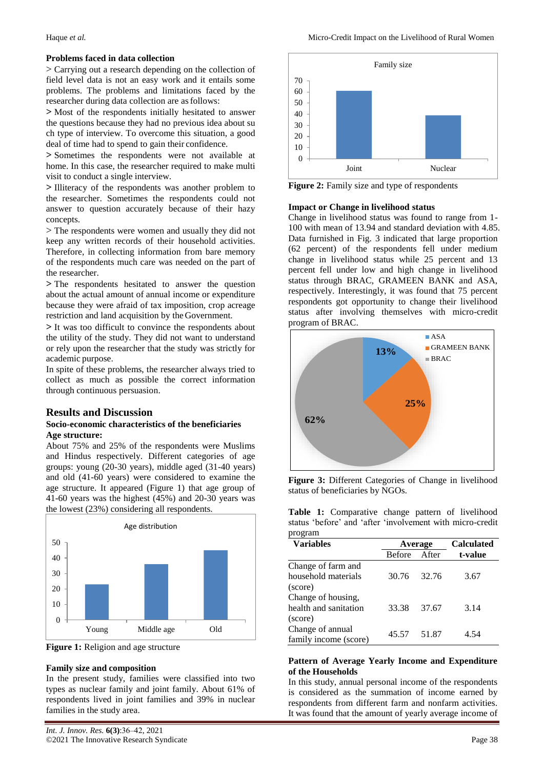**Problems faced in data collection**

> Carrying out a research depending on the collection of field level data is not an easy work and it entails some problems. The problems and limitations faced by the researcher during data collection are as follows:

> Most of the respondents initially hesitated to answer the questions because they had no previous idea about su ch type of interview. To overcome this situation, a good deal of time had to spend to gain their confidence.

> Sometimes the respondents were not available at home. In this case, the researcher required to make multi visit to conduct a single interview.

> Illiteracy of the respondents was another problem to the researcher. Sometimes the respondents could not answer to question accurately because of their hazy concepts.

> The respondents were women and usually they did not keep any written records of their household activities. Therefore, in collecting information from bare memory of the respondents much care was needed on the part of the researcher.

> The respondents hesitated to answer the question about the actual amount of annual income or expenditure because they were afraid of tax imposition, crop acreage restriction and land acquisition by the Government.

> It was too difficult to convince the respondents about the utility of the study. They did not want to understand or rely upon the researcher that the study was strictly for academic purpose.

In spite of these problems, the researcher always tried to collect as much as possible the correct information through continuous persuasion.

## Results and Discussion

### Socio-economic characteristics of the beneficiaries

**Age structure:**

About 75% and 25% of the respondents were Muslims and Hindus respectively. Different categories of age groups: young (20-30 years), middle aged (31-40 years) and old (41-60 years) were considered to examine the age structure. It appeared (Figure 1) that age group of 41-60 years was the highest (45%) and 20-30 years was the lowest (23%) considering all respondents.

**Figure 1:** Religion and age structure

**Family size and composition**

In the present study, families were classified into two types as nuclear family and joint family. About 61% of respondents lived in joint families and 39% in nuclear families in the study area.

**Figure 2:** Family size and type of respondents

**Impact or Change in livelihood status**

Change in livelihood status was found to range from 1-100 with mean of 13.94 and standard deviation with 4.85. Data furnished in Fig. 3 indicated that large proportion (62 percent) of the respondents fell under medium change in livelihood status while 25 percent and 13 percent fell under low and high change in livelihood status through BRAC, GRAMEEN BANK and ASA, respectively. Interestingly, it was found that 75 percent respondents got opportunity to change their livelihood status after involving themselves with micro-credit program of BRAC.

**Figure 3:** Different Categories of Change in livelihood status of beneficiaries by NGOs.

**Table 1:** Comparative change pattern of livelihood status 'before' and 'after 'involvement with micro-credit program

| Variables | Average | | Calculated t-value |
|---|---|---|---|
| | Before | After | |
| Change of farm and household materials (score) | 30.76 | 32.76 | 3.67 |
| Change of housing, health and sanitation (score) | 33.38 | 37.67 | 3.14 |
| Change of annual family income (score) | 45.57 | 51.87 | 4.54 |

**Pattern of Average Yearly Income and Expenditure of the Households**

In this study, annual personal income of the respondents is considered as the summation of income earned by respondents from different farm and nonfarm activities. It was found that the amount of yearly average income of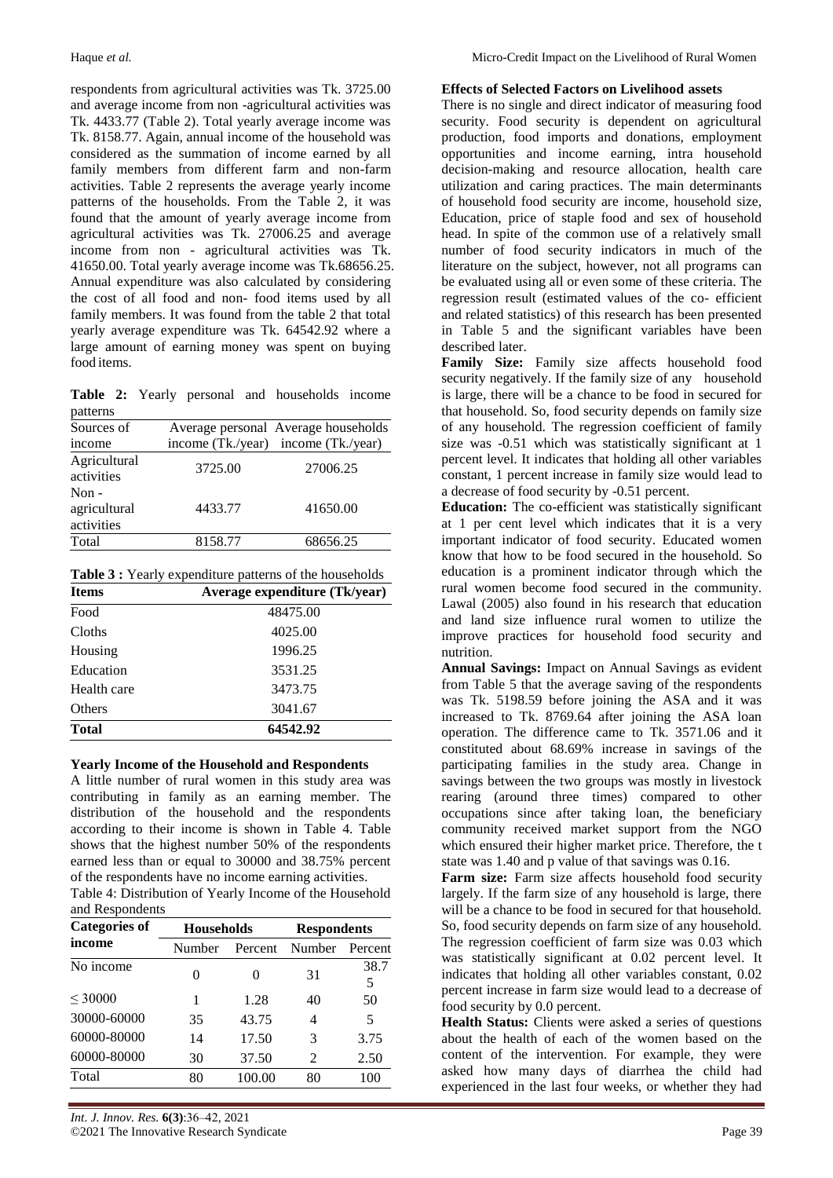respondents from agricultural activities was Tk. 3725.00 and average income from non -agricultural activities was Tk. 4433.77 (Table 2). Total yearly average income was Tk. 8158.77. Again, annual income of the household was considered as the summation of income earned by all family members from different farm and non-farm activities. Table 2 represents the average yearly income patterns of the households. From the Table 2, it was found that the amount of yearly average income from agricultural activities was Tk. 27006.25 and average income from non - agricultural activities was Tk. 41650.00. Total yearly average income was Tk.68656.25. Annual expenditure was also calculated by considering the cost of all food and non- food items used by all family members. It was found from the table 2 that total yearly average expenditure was Tk. 64542.92 where a large amount of earning money was spent on buying food items.

**Table 2:** Yearly personal and households income patterns

| Sources of income | Average personal income (Tk./year) | Average households income (Tk./year) |
|---|---|---|
| Agricultural activities | 3725.00 | 27006.25 |
| Non - agricultural activities | 4433.77 | 41650.00 |
| Total | 8158.77 | 68656.25 |

**Table 3 :** Yearly expenditure patterns of the households

| Items | Average expenditure (Tk/year) |
|---|---|
| Food | 48475.00 |
| Cloths | 4025.00 |
| Housing | 1996.25 |
| Education | 3531.25 |
| Health care | 3473.75 |
| Others | 3041.67 |
| **Total** | **64542.92** |

**Yearly Income of the Household and Respondents**

A little number of rural women in this study area was contributing in family as an earning member. The distribution of the household and the respondents according to their income is shown in Table 4. Table shows that the highest number 50% of the respondents earned less than or equal to 30000 and 38.75% percent of the respondents have no income earning activities.

Table 4: Distribution of Yearly Income of the Household and Respondents

| Categories of income | Households | | Respondents | |
|---|---|---|---|---|
| | Number | Percent | Number | Percent |
| No income | 0 | 0 | 31 | 38.75 |
| ≤ 30000 | 1 | 1.28 | 40 | 50 |
| 30000-60000 | 35 | 43.75 | 4 | 5 |
| 60000-80000 | 14 | 17.50 | 3 | 3.75 |
| 60000-80000 | 30 | 37.50 | 2 | 2.50 |
| Total | 80 | 100.00 | 80 | 100 |

**Effects of Selected Factors on Livelihood assets**

There is no single and direct indicator of measuring food security. Food security is dependent on agricultural production, food imports and donations, employment opportunities and income earning, intra household decision-making and resource allocation, health care utilization and caring practices. The main determinants of household food security are income, household size, Education, price of staple food and sex of household head. In spite of the common use of a relatively small number of food security indicators in much of the literature on the subject, however, not all programs can be evaluated using all or even some of these criteria. The regression result (estimated values of the co- efficient and related statistics) of this research has been presented in Table 5 and the significant variables have been described later.

**Family Size:** Family size affects household food security negatively. If the family size of any household is large, there will be a chance to be food in secured for that household. So, food security depends on family size of any household. The regression coefficient of family size was -0.51 which was statistically significant at 1 percent level. It indicates that holding all other variables constant, 1 percent increase in family size would lead to a decrease of food security by -0.51 percent.

**Education:** The co-efficient was statistically significant at 1 per cent level which indicates that it is a very important indicator of food security. Educated women know that how to be food secured in the household. So education is a prominent indicator through which the rural women become food secured in the community. Lawal (2005) also found in his research that education and land size influence rural women to utilize the improve practices for household food security and nutrition.

**Annual Savings:** Impact on Annual Savings as evident from Table 5 that the average saving of the respondents was Tk. 5198.59 before joining the ASA and it was increased to Tk. 8769.64 after joining the ASA loan operation. The difference came to Tk. 3571.06 and it constituted about 68.69% increase in savings of the participating families in the study area. Change in savings between the two groups was mostly in livestock rearing (around three times) compared to other occupations since after taking loan, the beneficiary community received market support from the NGO which ensured their higher market price. Therefore, the t state was 1.40 and p value of that savings was 0.16.

**Farm size:** Farm size affects household food security largely. If the farm size of any household is large, there will be a chance to be food in secured for that household. So, food security depends on farm size of any household. The regression coefficient of farm size was 0.03 which was statistically significant at 0.02 percent level. It indicates that holding all other variables constant, 0.02 percent increase in farm size would lead to a decrease of food security by 0.0 percent.

**Health Status:** Clients were asked a series of questions about the health of each of the women based on the content of the intervention. For example, they were asked how many days of diarrhea the child had experienced in the last four weeks, or whether they had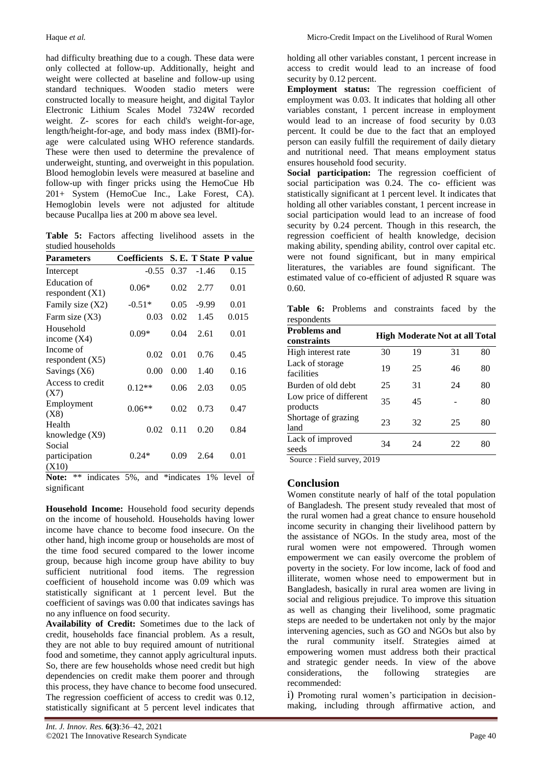had difficulty breathing due to a cough. These data were only collected at follow-up. Additionally, height and weight were collected at baseline and follow-up using standard techniques. Wooden stadio meters were constructed locally to measure height, and digital Taylor Electronic Lithium Scales Model 7324W recorded weight. Z- scores for each child's weight-for-age, length/height-for-age, and body mass index (BMI)-for-age were calculated using WHO reference standards. These were then used to determine the prevalence of underweight, stunting, and overweight in this population. Blood hemoglobin levels were measured at baseline and follow-up with finger pricks using the HemoCue Hb 201+ System (HemoCue Inc., Lake Forest, CA). Hemoglobin levels were not adjusted for altitude because Pucallpa lies at 200 m above sea level.

**Table 5:** Factors affecting livelihood assets in the studied households

| Parameters | Coefficients | S. E. | T State | P value |
|---|---|---|---|---|
| Intercept | -0.55 | 0.37 | -1.46 | 0.15 |
| Education of respondent (X1) | 0.06* | 0.02 | 2.77 | 0.01 |
| Family size (X2) | -0.51* | 0.05 | -9.99 | 0.01 |
| Farm size (X3) | 0.03 | 0.02 | 1.45 | 0.015 |
| Household income (X4) | 0.09* | 0.04 | 2.61 | 0.01 |
| Income of respondent (X5) | 0.02 | 0.01 | 0.76 | 0.45 |
| Savings (X6) | 0.00 | 0.00 | 1.40 | 0.16 |
| Access to credit (X7) | 0.12** | 0.06 | 2.03 | 0.05 |
| Employment (X8) | 0.06** | 0.02 | 0.73 | 0.47 |
| Health knowledge (X9) | 0.02 | 0.11 | 0.20 | 0.84 |
| Social participation (X10) | 0.24* | 0.09 | 2.64 | 0.01 |

**Note:** ** indicates 5%, and *indicates 1% level of significant

**Household Income:** Household food security depends on the income of household. Households having lower income have chance to become food insecure. On the other hand, high income group or households are most of the time food secured compared to the lower income group, because high income group have ability to buy sufficient nutritional food items. The regression coefficient of household income was 0.09 which was statistically significant at 1 percent level. But the coefficient of savings was 0.00 that indicates savings has no any influence on food security.

**Availability of Credit:** Sometimes due to the lack of credit, households face financial problem. As a result, they are not able to buy required amount of nutritional food and sometime, they cannot apply agricultural inputs. So, there are few households whose need credit but high dependencies on credit make them poorer and through this process, they have chance to become food unsecured. The regression coefficient of access to credit was 0.12, statistically significant at 5 percent level indicates that holding all other variables constant, 1 percent increase in access to credit would lead to an increase of food security by 0.12 percent.

**Employment status:** The regression coefficient of employment was 0.03. It indicates that holding all other variables constant, 1 percent increase in employment would lead to an increase of food security by 0.03 percent. It could be due to the fact that an employed person can easily fulfill the requirement of daily dietary and nutritional need. That means employment status ensures household food security.

**Social participation:** The regression coefficient of social participation was 0.24. The co- efficient was statistically significant at 1 percent level. It indicates that holding all other variables constant, 1 percent increase in social participation would lead to an increase of food security by 0.24 percent. Though in this research, the regression coefficient of health knowledge, decision making ability, spending ability, control over capital etc. were not found significant, but in many empirical literatures, the variables are found significant. The estimated value of co-efficient of adjusted R square was 0.60.

**Table 6:** Problems and constraints faced by the respondents

| Problems and constraints | High | Moderate | Not at all | Total |
|---|---|---|---|---|
| High interest rate | 30 | 19 | 31 | 80 |
| Lack of storage facilities | 19 | 25 | 46 | 80 |
| Burden of old debt | 25 | 31 | 24 | 80 |
| Low price of different products | 35 | 45 | - | 80 |
| Shortage of grazing land | 23 | 32 | 25 | 80 |
| Lack of improved seeds | 34 | 24 | 22 | 80 |

Source : Field survey, 2019

## Conclusion

Women constitute nearly of half of the total population of Bangladesh. The present study revealed that most of the rural women had a great chance to ensure household income security in changing their livelihood pattern by the assistance of NGOs. In the study area, most of the rural women were not empowered. Through women empowerment we can easily overcome the problem of poverty in the society. For low income, lack of food and illiterate, women whose need to empowerment but in Bangladesh, basically in rural area women are living in social and religious prejudice. To improve this situation as well as changing their livelihood, some pragmatic steps are needed to be undertaken not only by the major intervening agencies, such as GO and NGOs but also by the rural community itself. Strategies aimed at empowering women must address both their practical and strategic gender needs. In view of the above considerations, the following strategies are recommended:

i) Promoting rural women's participation in decision-making, including through affirmative action, and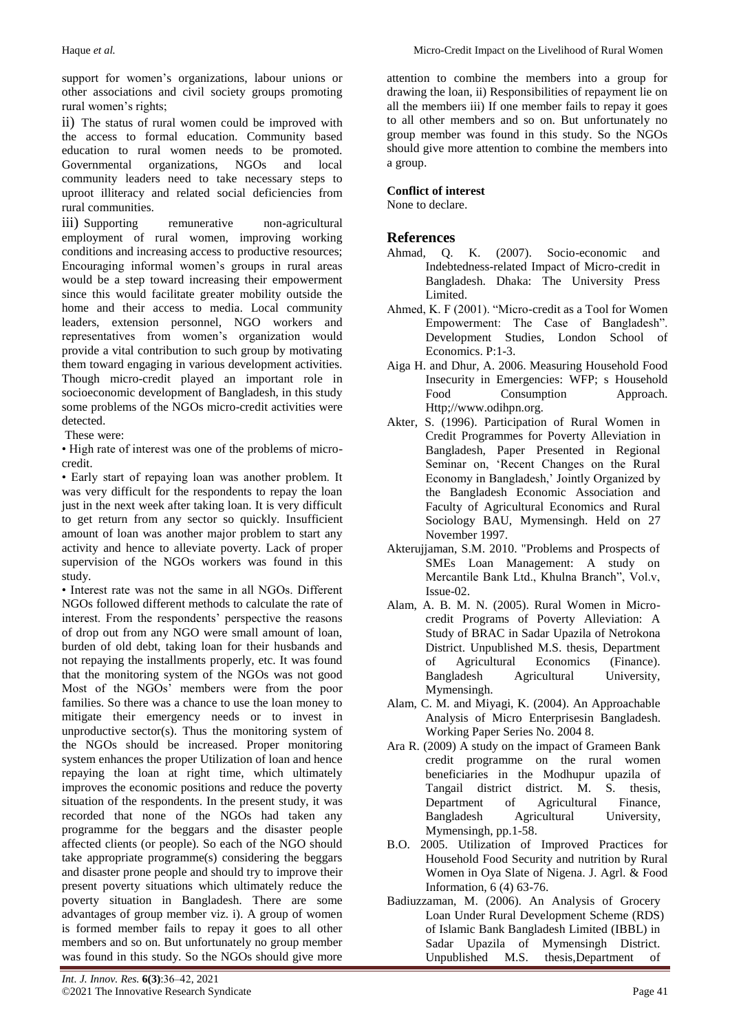support for women's organizations, labour unions or other associations and civil society groups promoting rural women's rights;

ii) The status of rural women could be improved with the access to formal education. Community based education to rural women needs to be promoted. Governmental organizations, NGOs and local community leaders need to take necessary steps to uproot illiteracy and related social deficiencies from rural communities.

iii) Supporting remunerative non-agricultural employment of rural women, improving working conditions and increasing access to productive resources; Encouraging informal women's groups in rural areas would be a step toward increasing their empowerment since this would facilitate greater mobility outside the home and their access to media. Local community leaders, extension personnel, NGO workers and representatives from women's organization would provide a vital contribution to such group by motivating them toward engaging in various development activities. Though micro-credit played an important role in socioeconomic development of Bangladesh, in this study some problems of the NGOs micro-credit activities were detected.

These were:

• High rate of interest was one of the problems of micro-credit.

• Early start of repaying loan was another problem. It was very difficult for the respondents to repay the loan just in the next week after taking loan. It is very difficult to get return from any sector so quickly. Insufficient amount of loan was another major problem to start any activity and hence to alleviate poverty. Lack of proper supervision of the NGOs workers was found in this study.

• Interest rate was not the same in all NGOs. Different NGOs followed different methods to calculate the rate of interest. From the respondents' perspective the reasons of drop out from any NGO were small amount of loan, burden of old debt, taking loan for their husbands and not repaying the installments properly, etc. It was found that the monitoring system of the NGOs was not good Most of the NGOs' members were from the poor families. So there was a chance to use the loan money to mitigate their emergency needs or to invest in unproductive sector(s). Thus the monitoring system of the NGOs should be increased. Proper monitoring system enhances the proper Utilization of loan and hence repaying the loan at right time, which ultimately improves the economic positions and reduce the poverty situation of the respondents. In the present study, it was recorded that none of the NGOs had taken any programme for the beggars and the disaster people affected clients (or people). So each of the NGO should take appropriate programme(s) considering the beggars and disaster prone people and should try to improve their present poverty situations which ultimately reduce the poverty situation in Bangladesh. There are some advantages of group member viz. i). A group of women is formed member fails to repay it goes to all other members and so on. But unfortunately no group member was found in this study. So the NGOs should give more attention to combine the members into a group for drawing the loan, ii) Responsibilities of repayment lie on all the members iii) If one member fails to repay it goes to all other members and so on. But unfortunately no group member was found in this study. So the NGOs should give more attention to combine the members into a group.

**Conflict of interest**

None to declare.

## References

Ahmad, Q. K. (2007). Socio-economic and Indebtedness-related Impact of Micro-credit in Bangladesh. Dhaka: The University Press Limited.

Ahmed, K. F (2001). "Micro-credit as a Tool for Women Empowerment: The Case of Bangladesh". Development Studies, London School of Economics. P:1-3.

Aiga H. and Dhur, A. 2006. Measuring Household Food Insecurity in Emergencies: WFP; s Household Food Consumption Approach. Http;//www.odihpn.org.

Akter, S. (1996). Participation of Rural Women in Credit Programmes for Poverty Alleviation in Bangladesh, Paper Presented in Regional Seminar on, 'Recent Changes on the Rural Economy in Bangladesh,' Jointly Organized by the Bangladesh Economic Association and Faculty of Agricultural Economics and Rural Sociology BAU, Mymensingh. Held on 27 November 1997.

Akterujjaman, S.M. 2010. "Problems and Prospects of SMEs Loan Management: A study on Mercantile Bank Ltd., Khulna Branch", Vol.v, Issue-02.

Alam, A. B. M. N. (2005). Rural Women in Micro-credit Programs of Poverty Alleviation: A Study of BRAC in Sadar Upazila of Netrokona District. Unpublished M.S. thesis, Department of Agricultural Economics (Finance). Bangladesh Agricultural University, Mymensingh.

Alam, C. M. and Miyagi, K. (2004). An Approachable Analysis of Micro Enterprisesin Bangladesh. Working Paper Series No. 2004 8.

Ara R. (2009) A study on the impact of Grameen Bank credit programme on the rural women beneficiaries in the Modhupur upazila of Tangail district district. M. S. thesis, Department of Agricultural Finance, Bangladesh Agricultural University, Mymensingh, pp.1-58.

B.O. 2005. Utilization of Improved Practices for Household Food Security and nutrition by Rural Women in Oya Slate of Nigena. J. Agrl. & Food Information, 6 (4) 63-76.

Badiuzzaman, M. (2006). An Analysis of Grocery Loan Under Rural Development Scheme (RDS) of Islamic Bank Bangladesh Limited (IBBL) in Sadar Upazila of Mymensingh District. Unpublished M.S. thesis,Department of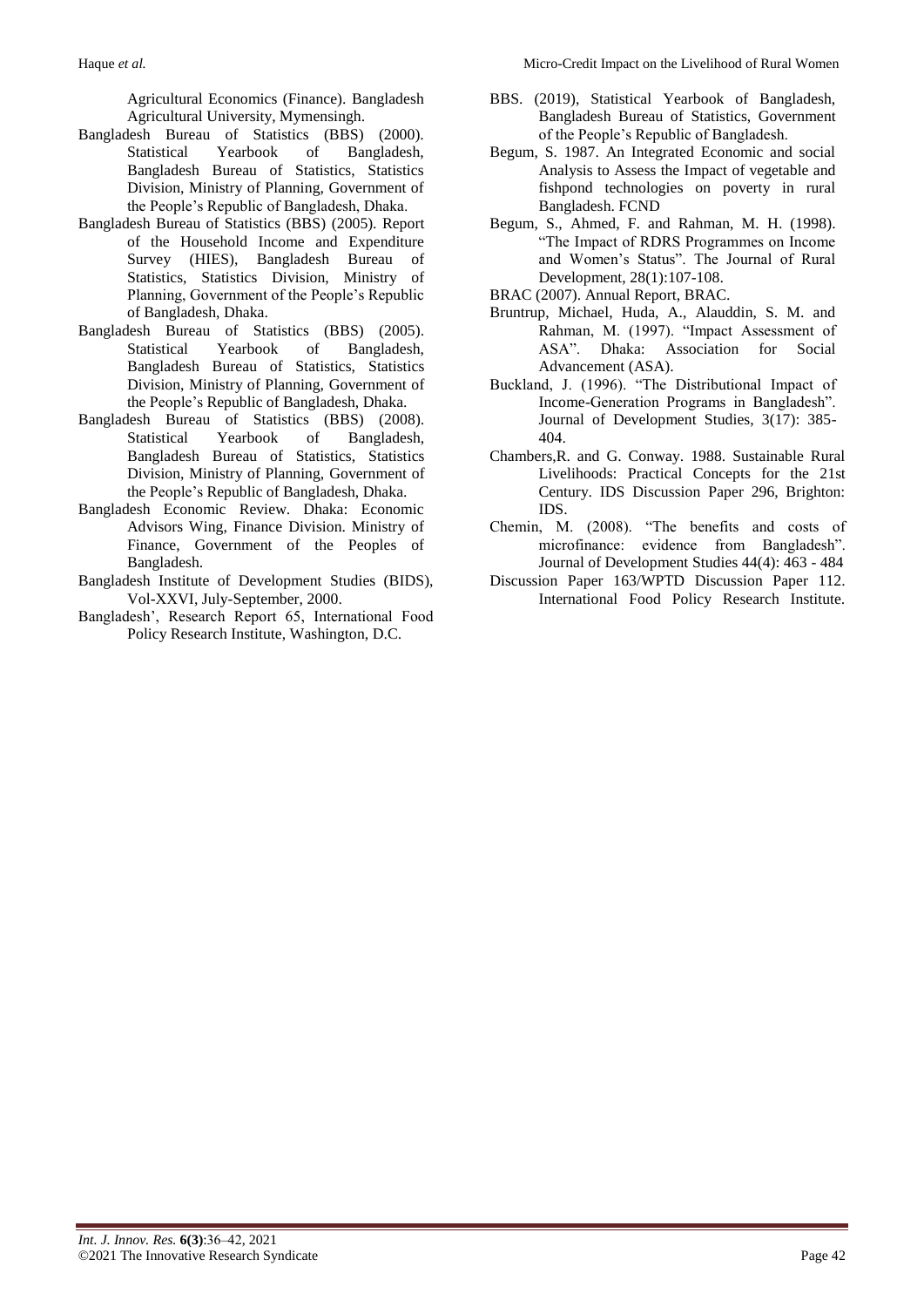Agricultural Economics (Finance). Bangladesh Agricultural University, Mymensingh.

Bangladesh Bureau of Statistics (BBS) (2000). Statistical Yearbook of Bangladesh, Bangladesh Bureau of Statistics, Statistics Division, Ministry of Planning, Government of the People's Republic of Bangladesh, Dhaka.

Bangladesh Bureau of Statistics (BBS) (2005). Report of the Household Income and Expenditure Survey (HIES), Bangladesh Bureau of Statistics, Statistics Division, Ministry of Planning, Government of the People's Republic of Bangladesh, Dhaka.

Bangladesh Bureau of Statistics (BBS) (2005). Statistical Yearbook of Bangladesh, Bangladesh Bureau of Statistics, Statistics Division, Ministry of Planning, Government of the People's Republic of Bangladesh, Dhaka.

Bangladesh Bureau of Statistics (BBS) (2008). Statistical Yearbook of Bangladesh, Bangladesh Bureau of Statistics, Statistics Division, Ministry of Planning, Government of the People's Republic of Bangladesh, Dhaka.

Bangladesh Economic Review. Dhaka: Economic Advisors Wing, Finance Division. Ministry of Finance, Government of the Peoples of Bangladesh.

Bangladesh Institute of Development Studies (BIDS), Vol-XXVI, July-September, 2000.

Bangladesh', Research Report 65, International Food Policy Research Institute, Washington, D.C.

BBS. (2019), Statistical Yearbook of Bangladesh, Bangladesh Bureau of Statistics, Government of the People's Republic of Bangladesh.

Begum, S. 1987. An Integrated Economic and social Analysis to Assess the Impact of vegetable and fishpond technologies on poverty in rural Bangladesh. FCND

Begum, S., Ahmed, F. and Rahman, M. H. (1998). "The Impact of RDRS Programmes on Income and Women's Status". The Journal of Rural Development, 28(1):107-108.

BRAC (2007). Annual Report, BRAC.

Bruntrup, Michael, Huda, A., Alauddin, S. M. and Rahman, M. (1997). "Impact Assessment of ASA". Dhaka: Association for Social Advancement (ASA).

Buckland, J. (1996). "The Distributional Impact of Income-Generation Programs in Bangladesh". Journal of Development Studies, 3(17): 385-404.

Chambers,R. and G. Conway. 1988. Sustainable Rural Livelihoods: Practical Concepts for the 21st Century. IDS Discussion Paper 296, Brighton: IDS.

Chemin, M. (2008). "The benefits and costs of microfinance: evidence from Bangladesh". Journal of Development Studies 44(4): 463 - 484

Discussion Paper 163/WPTD Discussion Paper 112. International Food Policy Research Institute.